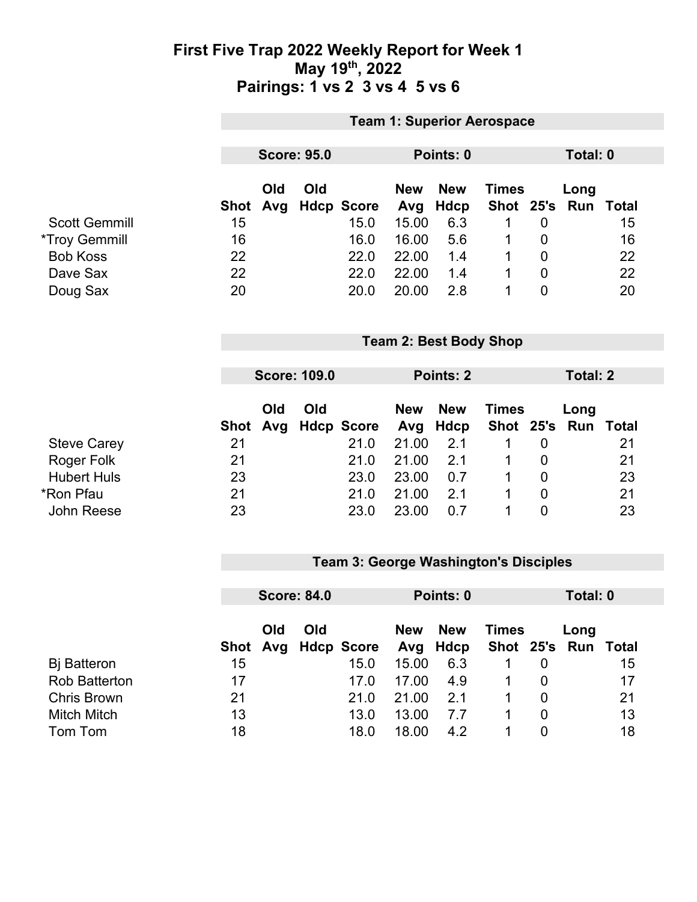# First Five Trap 2022 Weekly Report for Week 1
## May 19th, 2022
## Pairings: 1 vs 2  3 vs 4  5 vs 6

### Team 1: Superior Aerospace

**Score: 95.0** | **Points: 0** | **Total: 0**

| | Shot | Old Avg | Old Hdcp | Score | New Avg | New Hdcp | Times Shot | 25's | Long Run | Total |
|---|---|---|---|---|---|---|---|---|---|---|
| Scott Gemmill | 15 | | | 15.0 | 15.00 | 6.3 | 1 | 0 | | 15 |
| *Troy Gemmill | 16 | | | 16.0 | 16.00 | 5.6 | 1 | 0 | | 16 |
| Bob Koss | 22 | | | 22.0 | 22.00 | 1.4 | 1 | 0 | | 22 |
| Dave Sax | 22 | | | 22.0 | 22.00 | 1.4 | 1 | 0 | | 22 |
| Doug Sax | 20 | | | 20.0 | 20.00 | 2.8 | 1 | 0 | | 20 |

### Team 2: Best Body Shop

**Score: 109.0** | **Points: 2** | **Total: 2**

| | Shot | Old Avg | Old Hdcp | Score | New Avg | New Hdcp | Times Shot | 25's | Long Run | Total |
|---|---|---|---|---|---|---|---|---|---|---|
| Steve Carey | 21 | | | 21.0 | 21.00 | 2.1 | 1 | 0 | | 21 |
| Roger Folk | 21 | | | 21.0 | 21.00 | 2.1 | 1 | 0 | | 21 |
| Hubert Huls | 23 | | | 23.0 | 23.00 | 0.7 | 1 | 0 | | 23 |
| *Ron Pfau | 21 | | | 21.0 | 21.00 | 2.1 | 1 | 0 | | 21 |
| John Reese | 23 | | | 23.0 | 23.00 | 0.7 | 1 | 0 | | 23 |

### Team 3: George Washington's Disciples

**Score: 84.0** | **Points: 0** | **Total: 0**

| | Shot | Old Avg | Old Hdcp | Score | New Avg | New Hdcp | Times Shot | 25's | Long Run | Total |
|---|---|---|---|---|---|---|---|---|---|---|
| Bj Batteron | 15 | | | 15.0 | 15.00 | 6.3 | 1 | 0 | | 15 |
| Rob Batterton | 17 | | | 17.0 | 17.00 | 4.9 | 1 | 0 | | 17 |
| Chris Brown | 21 | | | 21.0 | 21.00 | 2.1 | 1 | 0 | | 21 |
| Mitch Mitch | 13 | | | 13.0 | 13.00 | 7.7 | 1 | 0 | | 13 |
| Tom Tom | 18 | | | 18.0 | 18.00 | 4.2 | 1 | 0 | | 18 |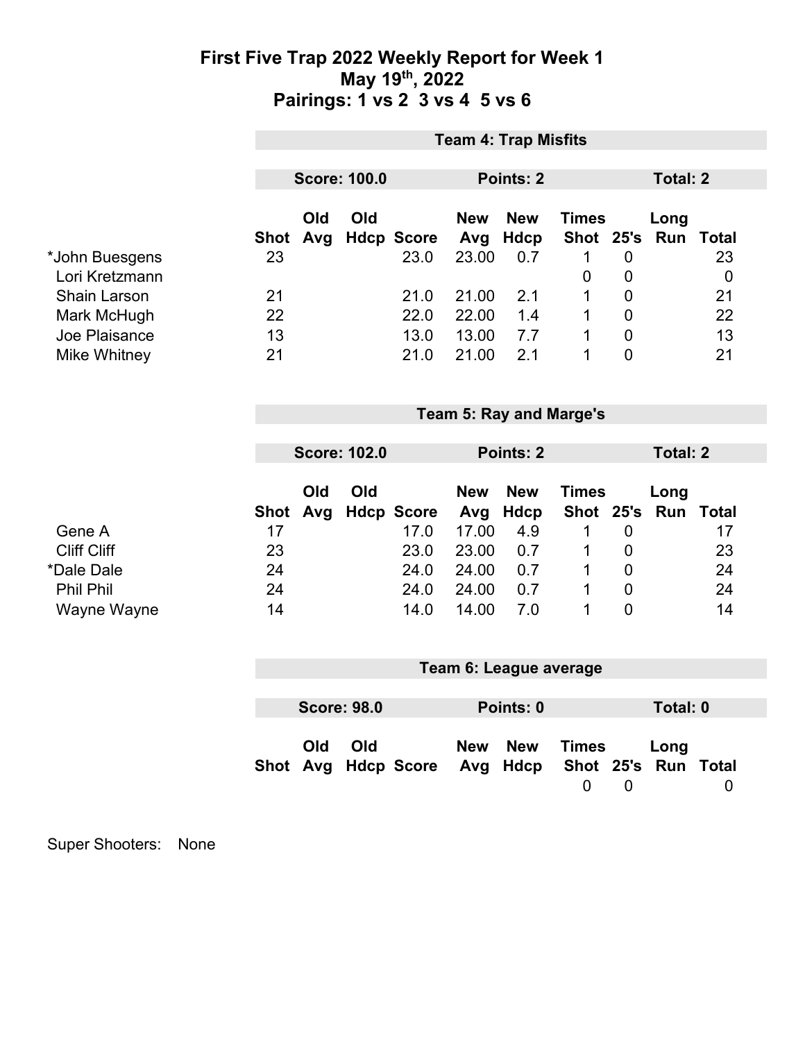# First Five Trap 2022 Weekly Report for Week 1
## May 19th, 2022
## Pairings: 1 vs 2  3 vs 4  5 vs 6

### Team 4: Trap Misfits

**Score: 100.0** | **Points: 2** | **Total: 2**

| | Shot | Old Avg | Old Hdcp | Score | New Avg | New Hdcp | Times Shot | 25's | Long Run | Total |
|---|---|---|---|---|---|---|---|---|---|---|
| *John Buesgens | 23 | | | 23.0 | 23.00 | 0.7 | 1 | 0 | | 23 |
| Lori Kretzmann | | | | | | | 0 | 0 | | 0 |
| Shain Larson | 21 | | | 21.0 | 21.00 | 2.1 | 1 | 0 | | 21 |
| Mark McHugh | 22 | | | 22.0 | 22.00 | 1.4 | 1 | 0 | | 22 |
| Joe Plaisance | 13 | | | 13.0 | 13.00 | 7.7 | 1 | 0 | | 13 |
| Mike Whitney | 21 | | | 21.0 | 21.00 | 2.1 | 1 | 0 | | 21 |

### Team 5: Ray and Marge's

**Score: 102.0** | **Points: 2** | **Total: 2**

| | Shot | Old Avg | Old Hdcp | Score | New Avg | New Hdcp | Times Shot | 25's | Long Run | Total |
|---|---|---|---|---|---|---|---|---|---|---|
| Gene A | 17 | | | 17.0 | 17.00 | 4.9 | 1 | 0 | | 17 |
| Cliff Cliff | 23 | | | 23.0 | 23.00 | 0.7 | 1 | 0 | | 23 |
| *Dale Dale | 24 | | | 24.0 | 24.00 | 0.7 | 1 | 0 | | 24 |
| Phil Phil | 24 | | | 24.0 | 24.00 | 0.7 | 1 | 0 | | 24 |
| Wayne Wayne | 14 | | | 14.0 | 14.00 | 7.0 | 1 | 0 | | 14 |

### Team 6: League average

**Score: 98.0** | **Points: 0** | **Total: 0**

| | Shot | Old Avg | Old Hdcp | Score | New Avg | New Hdcp | Times Shot | 25's | Long Run | Total |
|---|---|---|---|---|---|---|---|---|---|---|
| | | | | | | | 0 | 0 | | 0 |

Super Shooters: None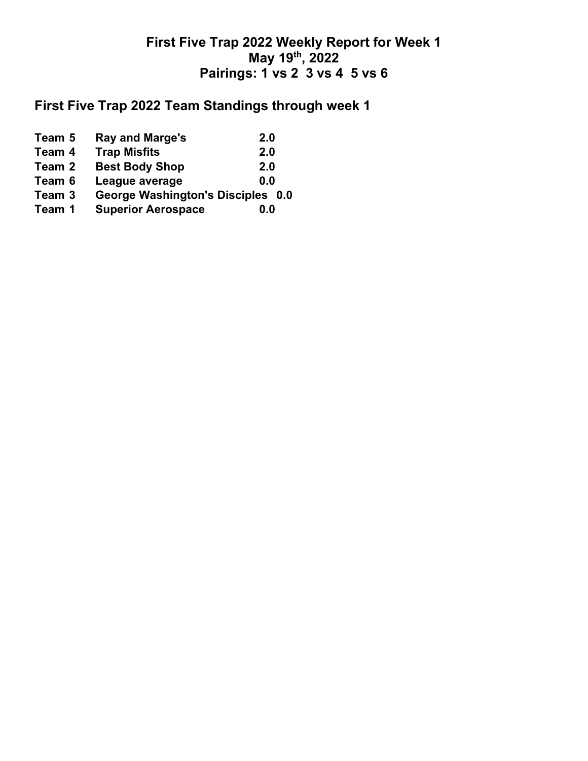# First Five Trap 2022 Weekly Report for Week 1

## May 19th, 2022

## Pairings: 1 vs 2 3 vs 4 5 vs 6

## First Five Trap 2022 Team Standings through week 1

| | | |
|---|---|---|
| Team 5 | Ray and Marge's | 2.0 |
| Team 4 | Trap Misfits | 2.0 |
| Team 2 | Best Body Shop | 2.0 |
| Team 6 | League average | 0.0 |
| Team 3 | George Washington's Disciples | 0.0 |
| Team 1 | Superior Aerospace | 0.0 |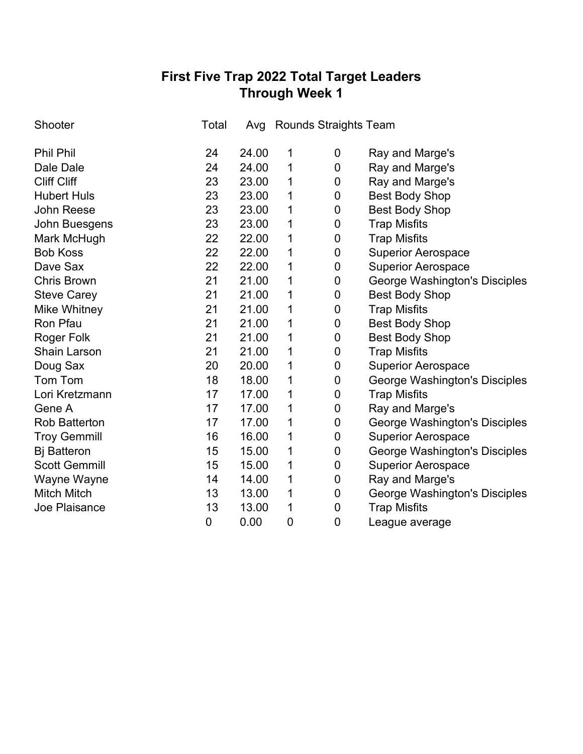# First Five Trap 2022 Total Target Leaders
## Through Week 1

| Shooter | Total | Avg | Rounds | Straights | Team |
|---|---|---|---|---|---|
| Phil Phil | 24 | 24.00 | 1 | 0 | Ray and Marge's |
| Dale Dale | 24 | 24.00 | 1 | 0 | Ray and Marge's |
| Cliff Cliff | 23 | 23.00 | 1 | 0 | Ray and Marge's |
| Hubert Huls | 23 | 23.00 | 1 | 0 | Best Body Shop |
| John Reese | 23 | 23.00 | 1 | 0 | Best Body Shop |
| John Buesgens | 23 | 23.00 | 1 | 0 | Trap Misfits |
| Mark McHugh | 22 | 22.00 | 1 | 0 | Trap Misfits |
| Bob Koss | 22 | 22.00 | 1 | 0 | Superior Aerospace |
| Dave Sax | 22 | 22.00 | 1 | 0 | Superior Aerospace |
| Chris Brown | 21 | 21.00 | 1 | 0 | George Washington's Disciples |
| Steve Carey | 21 | 21.00 | 1 | 0 | Best Body Shop |
| Mike Whitney | 21 | 21.00 | 1 | 0 | Trap Misfits |
| Ron Pfau | 21 | 21.00 | 1 | 0 | Best Body Shop |
| Roger Folk | 21 | 21.00 | 1 | 0 | Best Body Shop |
| Shain Larson | 21 | 21.00 | 1 | 0 | Trap Misfits |
| Doug Sax | 20 | 20.00 | 1 | 0 | Superior Aerospace |
| Tom Tom | 18 | 18.00 | 1 | 0 | George Washington's Disciples |
| Lori Kretzmann | 17 | 17.00 | 1 | 0 | Trap Misfits |
| Gene A | 17 | 17.00 | 1 | 0 | Ray and Marge's |
| Rob Batterton | 17 | 17.00 | 1 | 0 | George Washington's Disciples |
| Troy Gemmill | 16 | 16.00 | 1 | 0 | Superior Aerospace |
| Bj Batteron | 15 | 15.00 | 1 | 0 | George Washington's Disciples |
| Scott Gemmill | 15 | 15.00 | 1 | 0 | Superior Aerospace |
| Wayne Wayne | 14 | 14.00 | 1 | 0 | Ray and Marge's |
| Mitch Mitch | 13 | 13.00 | 1 | 0 | George Washington's Disciples |
| Joe Plaisance | 13 | 13.00 | 1 | 0 | Trap Misfits |
| | 0 | 0.00 | 0 | 0 | League average |